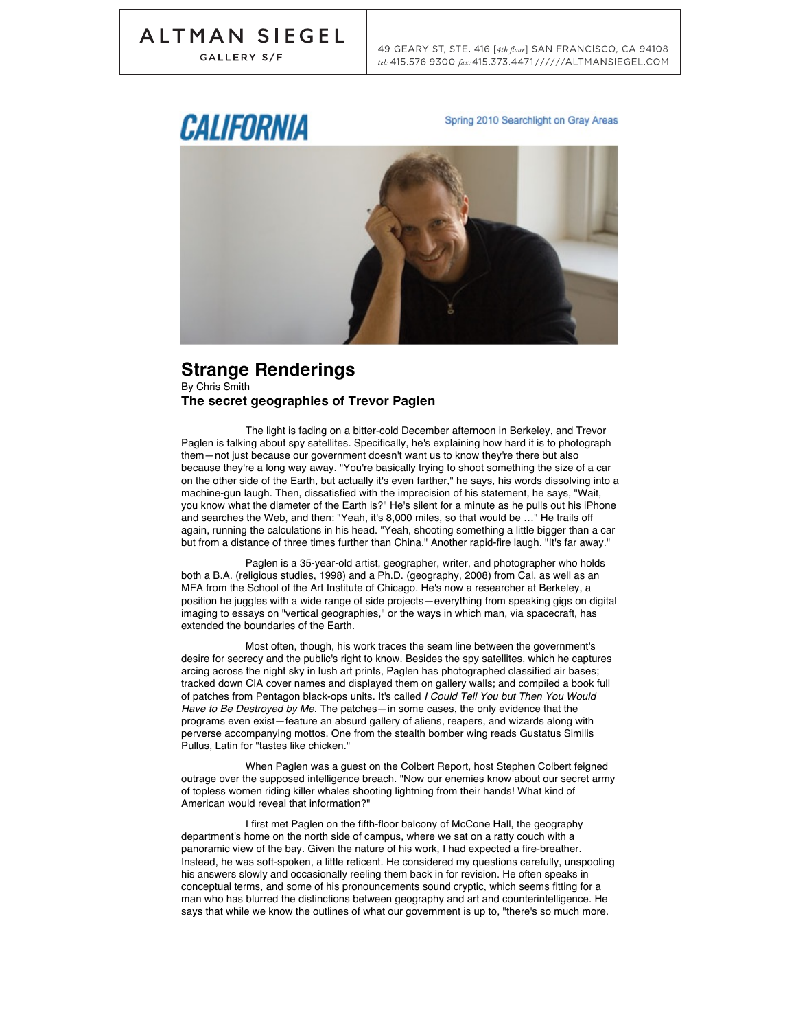ALTMAN SIEGEL GALLERY S/F

49 GEARY ST, STE. 416 [4th floor] SAN FRANCISCO, CA 94108
tel: 415.576.9300 fax: 415.373.4471//////ALTMANSIEGEL.COM

**CALIFORNIA**

Spring 2010 Searchlight on Gray Areas

# Strange Renderings

By Chris Smith

**The secret geographies of Trevor Paglen**

The light is fading on a bitter-cold December afternoon in Berkeley, and Trevor Paglen is talking about spy satellites. Specifically, he's explaining how hard it is to photograph them—not just because our government doesn't want us to know they're there but also because they're a long way away. "You're basically trying to shoot something the size of a car on the other side of the Earth, but actually it's even farther," he says, his words dissolving into a machine-gun laugh. Then, dissatisfied with the imprecision of his statement, he says, "Wait, you know what the diameter of the Earth is?" He's silent for a minute as he pulls out his iPhone and searches the Web, and then: "Yeah, it's 8,000 miles, so that would be …" He trails off again, running the calculations in his head. "Yeah, shooting something a little bigger than a car but from a distance of three times further than China." Another rapid-fire laugh. "It's far away."

Paglen is a 35-year-old artist, geographer, writer, and photographer who holds both a B.A. (religious studies, 1998) and a Ph.D. (geography, 2008) from Cal, as well as an MFA from the School of the Art Institute of Chicago. He's now a researcher at Berkeley, a position he juggles with a wide range of side projects—everything from speaking gigs on digital imaging to essays on "vertical geographies," or the ways in which man, via spacecraft, has extended the boundaries of the Earth.

Most often, though, his work traces the seam line between the government's desire for secrecy and the public's right to know. Besides the spy satellites, which he captures arcing across the night sky in lush art prints, Paglen has photographed classified air bases; tracked down CIA cover names and displayed them on gallery walls; and compiled a book full of patches from Pentagon black-ops units. It's called *I Could Tell You but Then You Would Have to Be Destroyed by Me*. The patches—in some cases, the only evidence that the programs even exist—feature an absurd gallery of aliens, reapers, and wizards along with perverse accompanying mottos. One from the stealth bomber wing reads Gustatus Similis Pullus, Latin for "tastes like chicken."

When Paglen was a guest on the Colbert Report, host Stephen Colbert feigned outrage over the supposed intelligence breach. "Now our enemies know about our secret army of topless women riding killer whales shooting lightning from their hands! What kind of American would reveal that information?"

I first met Paglen on the fifth-floor balcony of McCone Hall, the geography department's home on the north side of campus, where we sat on a ratty couch with a panoramic view of the bay. Given the nature of his work, I had expected a fire-breather. Instead, he was soft-spoken, a little reticent. He considered my questions carefully, unspooling his answers slowly and occasionally reeling them back in for revision. He often speaks in conceptual terms, and some of his pronouncements sound cryptic, which seems fitting for a man who has blurred the distinctions between geography and art and counterintelligence. He says that while we know the outlines of what our government is up to, "there's so much more.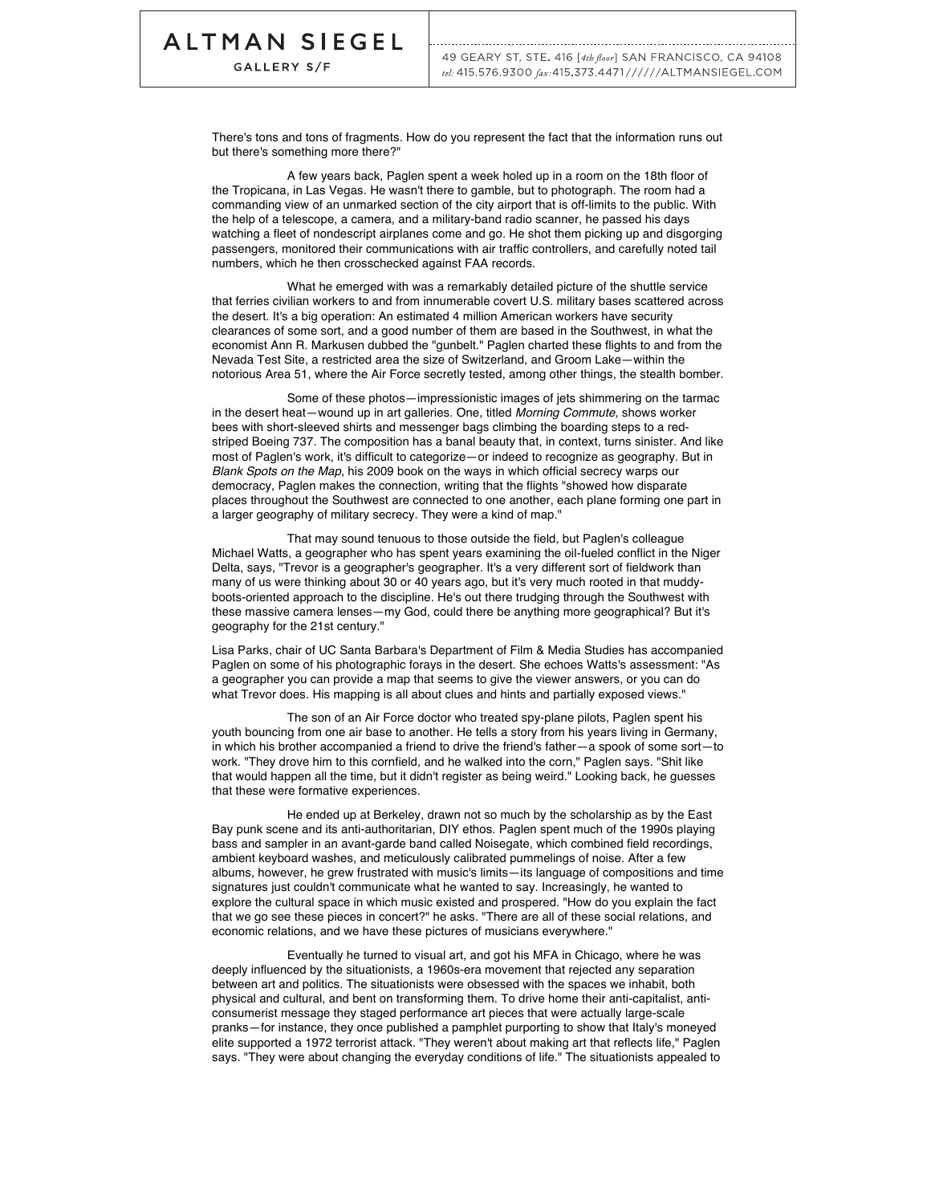There's tons and tons of fragments. How do you represent the fact that the information runs out but there's something more there?"

A few years back, Paglen spent a week holed up in a room on the 18th floor of the Tropicana, in Las Vegas. He wasn't there to gamble, but to photograph. The room had a commanding view of an unmarked section of the city airport that is off-limits to the public. With the help of a telescope, a camera, and a military-band radio scanner, he passed his days watching a fleet of nondescript airplanes come and go. He shot them picking up and disgorging passengers, monitored their communications with air traffic controllers, and carefully noted tail numbers, which he then crosschecked against FAA records.

What he emerged with was a remarkably detailed picture of the shuttle service that ferries civilian workers to and from innumerable covert U.S. military bases scattered across the desert. It's a big operation: An estimated 4 million American workers have security clearances of some sort, and a good number of them are based in the Southwest, in what the economist Ann R. Markusen dubbed the "gunbelt." Paglen charted these flights to and from the Nevada Test Site, a restricted area the size of Switzerland, and Groom Lake—within the notorious Area 51, where the Air Force secretly tested, among other things, the stealth bomber.

Some of these photos—impressionistic images of jets shimmering on the tarmac in the desert heat—wound up in art galleries. One, titled *Morning Commute*, shows worker bees with short-sleeved shirts and messenger bags climbing the boarding steps to a red-striped Boeing 737. The composition has a banal beauty that, in context, turns sinister. And like most of Paglen's work, it's difficult to categorize—or indeed to recognize as geography. But in *Blank Spots on the Map*, his 2009 book on the ways in which official secrecy warps our democracy, Paglen makes the connection, writing that the flights "showed how disparate places throughout the Southwest are connected to one another, each plane forming one part in a larger geography of military secrecy. They were a kind of map."

That may sound tenuous to those outside the field, but Paglen's colleague Michael Watts, a geographer who has spent years examining the oil-fueled conflict in the Niger Delta, says, "Trevor is a geographer's geographer. It's a very different sort of fieldwork than many of us were thinking about 30 or 40 years ago, but it's very much rooted in that muddy-boots-oriented approach to the discipline. He's out there trudging through the Southwest with these massive camera lenses—my God, could there be anything more geographical? But it's geography for the 21st century."

Lisa Parks, chair of UC Santa Barbara's Department of Film & Media Studies has accompanied Paglen on some of his photographic forays in the desert. She echoes Watts's assessment: "As a geographer you can provide a map that seems to give the viewer answers, or you can do what Trevor does. His mapping is all about clues and hints and partially exposed views."

The son of an Air Force doctor who treated spy-plane pilots, Paglen spent his youth bouncing from one air base to another. He tells a story from his years living in Germany, in which his brother accompanied a friend to drive the friend's father—a spook of some sort—to work. "They drove him to this cornfield, and he walked into the corn," Paglen says. "Shit like that would happen all the time, but it didn't register as being weird." Looking back, he guesses that these were formative experiences.

He ended up at Berkeley, drawn not so much by the scholarship as by the East Bay punk scene and its anti-authoritarian, DIY ethos. Paglen spent much of the 1990s playing bass and sampler in an avant-garde band called Noisegate, which combined field recordings, ambient keyboard washes, and meticulously calibrated pummelings of noise. After a few albums, however, he grew frustrated with music's limits—its language of compositions and time signatures just couldn't communicate what he wanted to say. Increasingly, he wanted to explore the cultural space in which music existed and prospered. "How do you explain the fact that we go see these pieces in concert?" he asks. "There are all of these social relations, and economic relations, and we have these pictures of musicians everywhere."

Eventually he turned to visual art, and got his MFA in Chicago, where he was deeply influenced by the situationists, a 1960s-era movement that rejected any separation between art and politics. The situationists were obsessed with the spaces we inhabit, both physical and cultural, and bent on transforming them. To drive home their anti-capitalist, anti-consumerist message they staged performance art pieces that were actually large-scale pranks—for instance, they once published a pamphlet purporting to show that Italy's moneyed elite supported a 1972 terrorist attack. "They weren't about making art that reflects life," Paglen says. "They were about changing the everyday conditions of life." The situationists appealed to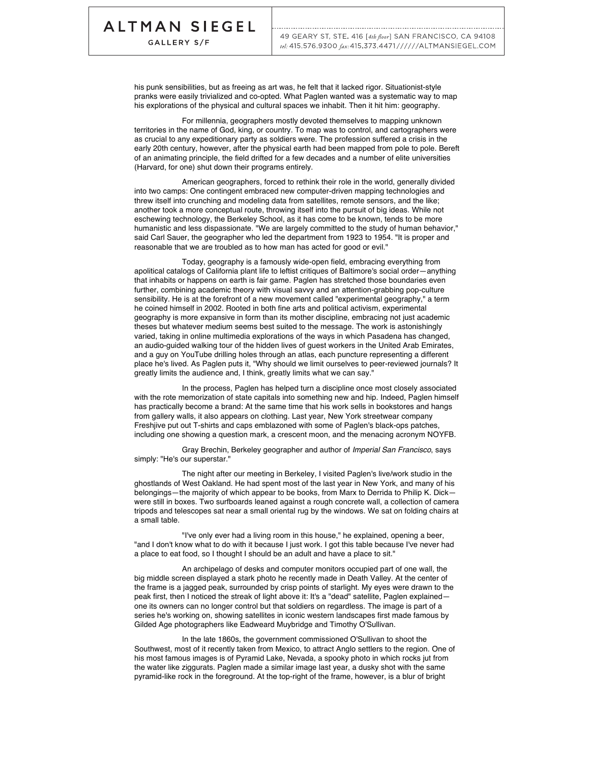his punk sensibilities, but as freeing as art was, he felt that it lacked rigor. Situationist-style pranks were easily trivialized and co-opted. What Paglen wanted was a systematic way to map his explorations of the physical and cultural spaces we inhabit. Then it hit him: geography.

For millennia, geographers mostly devoted themselves to mapping unknown territories in the name of God, king, or country. To map was to control, and cartographers were as crucial to any expeditionary party as soldiers were. The profession suffered a crisis in the early 20th century, however, after the physical earth had been mapped from pole to pole. Bereft of an animating principle, the field drifted for a few decades and a number of elite universities (Harvard, for one) shut down their programs entirely.

American geographers, forced to rethink their role in the world, generally divided into two camps: One contingent embraced new computer-driven mapping technologies and threw itself into crunching and modeling data from satellites, remote sensors, and the like; another took a more conceptual route, throwing itself into the pursuit of big ideas. While not eschewing technology, the Berkeley School, as it has come to be known, tends to be more humanistic and less dispassionate. "We are largely committed to the study of human behavior," said Carl Sauer, the geographer who led the department from 1923 to 1954. "It is proper and reasonable that we are troubled as to how man has acted for good or evil."

Today, geography is a famously wide-open field, embracing everything from apolitical catalogs of California plant life to leftist critiques of Baltimore's social order—anything that inhabits or happens on earth is fair game. Paglen has stretched those boundaries even further, combining academic theory with visual savvy and an attention-grabbing pop-culture sensibility. He is at the forefront of a new movement called "experimental geography," a term he coined himself in 2002. Rooted in both fine arts and political activism, experimental geography is more expansive in form than its mother discipline, embracing not just academic theses but whatever medium seems best suited to the message. The work is astonishingly varied, taking in online multimedia explorations of the ways in which Pasadena has changed, an audio-guided walking tour of the hidden lives of guest workers in the United Arab Emirates, and a guy on YouTube drilling holes through an atlas, each puncture representing a different place he's lived. As Paglen puts it, "Why should we limit ourselves to peer-reviewed journals? It greatly limits the audience and, I think, greatly limits what we can say."

In the process, Paglen has helped turn a discipline once most closely associated with the rote memorization of state capitals into something new and hip. Indeed, Paglen himself has practically become a brand: At the same time that his work sells in bookstores and hangs from gallery walls, it also appears on clothing. Last year, New York streetwear company Freshjive put out T-shirts and caps emblazoned with some of Paglen's black-ops patches, including one showing a question mark, a crescent moon, and the menacing acronym NOYFB.

Gray Brechin, Berkeley geographer and author of *Imperial San Francisco*, says simply: "He's our superstar."

The night after our meeting in Berkeley, I visited Paglen's live/work studio in the ghostlands of West Oakland. He had spent most of the last year in New York, and many of his belongings—the majority of which appear to be books, from Marx to Derrida to Philip K. Dick—were still in boxes. Two surfboards leaned against a rough concrete wall, a collection of camera tripods and telescopes sat near a small oriental rug by the windows. We sat on folding chairs at a small table.

"I've only ever had a living room in this house," he explained, opening a beer, "and I don't know what to do with it because I just work. I got this table because I've never had a place to eat food, so I thought I should be an adult and have a place to sit."

An archipelago of desks and computer monitors occupied part of one wall, the big middle screen displayed a stark photo he recently made in Death Valley. At the center of the frame is a jagged peak, surrounded by crisp points of starlight. My eyes were drawn to the peak first, then I noticed the streak of light above it: It's a "dead" satellite, Paglen explained—one its owners can no longer control but that soldiers on regardless. The image is part of a series he's working on, showing satellites in iconic western landscapes first made famous by Gilded Age photographers like Eadweard Muybridge and Timothy O'Sullivan.

In the late 1860s, the government commissioned O'Sullivan to shoot the Southwest, most of it recently taken from Mexico, to attract Anglo settlers to the region. One of his most famous images is of Pyramid Lake, Nevada, a spooky photo in which rocks jut from the water like ziggurats. Paglen made a similar image last year, a dusky shot with the same pyramid-like rock in the foreground. At the top-right of the frame, however, is a blur of bright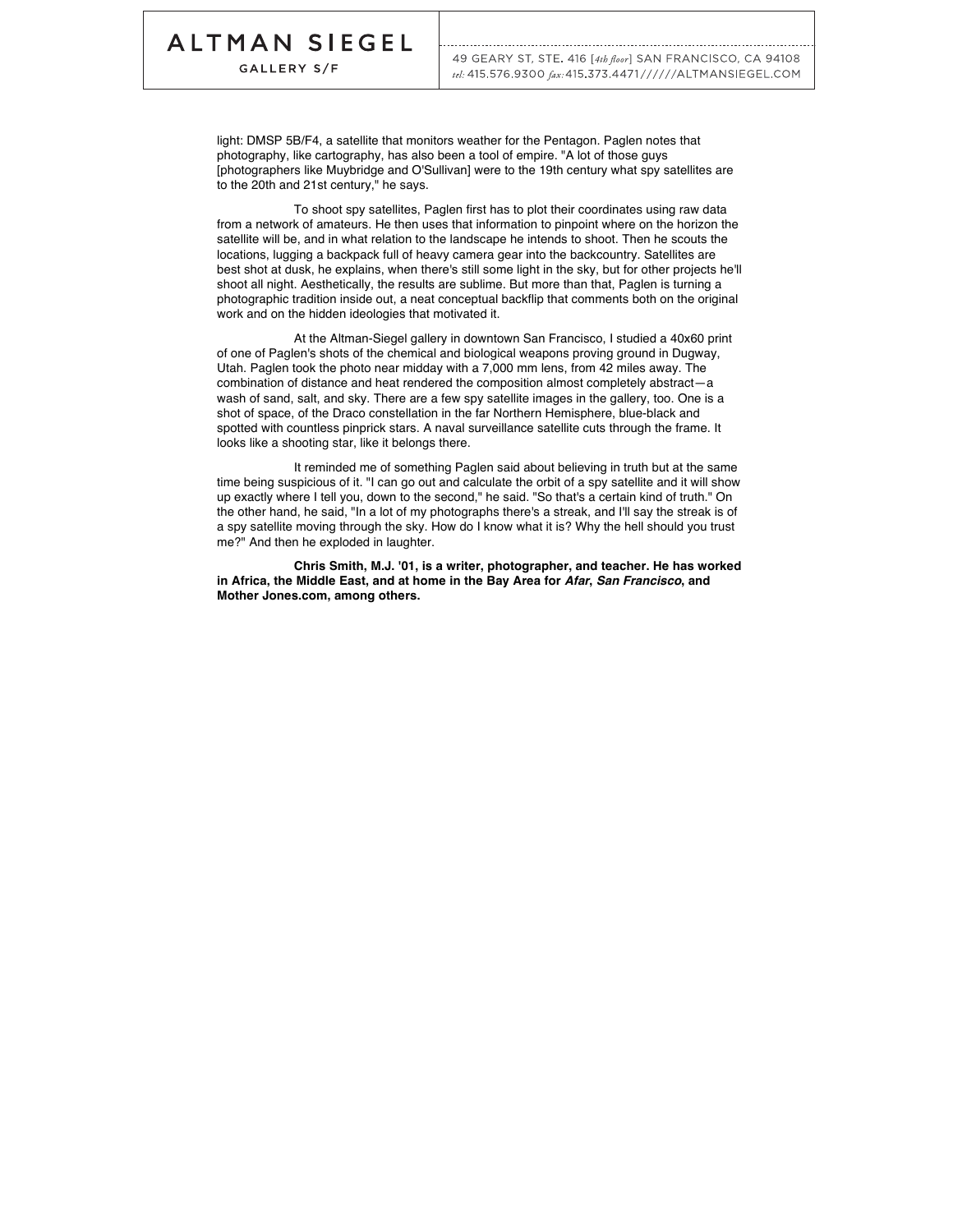light: DMSP 5B/F4, a satellite that monitors weather for the Pentagon. Paglen notes that photography, like cartography, has also been a tool of empire. "A lot of those guys [photographers like Muybridge and O'Sullivan] were to the 19th century what spy satellites are to the 20th and 21st century," he says.

To shoot spy satellites, Paglen first has to plot their coordinates using raw data from a network of amateurs. He then uses that information to pinpoint where on the horizon the satellite will be, and in what relation to the landscape he intends to shoot. Then he scouts the locations, lugging a backpack full of heavy camera gear into the backcountry. Satellites are best shot at dusk, he explains, when there's still some light in the sky, but for other projects he'll shoot all night. Aesthetically, the results are sublime. But more than that, Paglen is turning a photographic tradition inside out, a neat conceptual backflip that comments both on the original work and on the hidden ideologies that motivated it.

At the Altman-Siegel gallery in downtown San Francisco, I studied a 40x60 print of one of Paglen's shots of the chemical and biological weapons proving ground in Dugway, Utah. Paglen took the photo near midday with a 7,000 mm lens, from 42 miles away. The combination of distance and heat rendered the composition almost completely abstract—a wash of sand, salt, and sky. There are a few spy satellite images in the gallery, too. One is a shot of space, of the Draco constellation in the far Northern Hemisphere, blue-black and spotted with countless pinprick stars. A naval surveillance satellite cuts through the frame. It looks like a shooting star, like it belongs there.

It reminded me of something Paglen said about believing in truth but at the same time being suspicious of it. "I can go out and calculate the orbit of a spy satellite and it will show up exactly where I tell you, down to the second," he said. "So that's a certain kind of truth." On the other hand, he said, "In a lot of my photographs there's a streak, and I'll say the streak is of a spy satellite moving through the sky. How do I know what it is? Why the hell should you trust me?" And then he exploded in laughter.

**Chris Smith, M.J. '01, is a writer, photographer, and teacher. He has worked in Africa, the Middle East, and at home in the Bay Area for *Afar*, *San Francisco*, and Mother Jones.com, among others.**